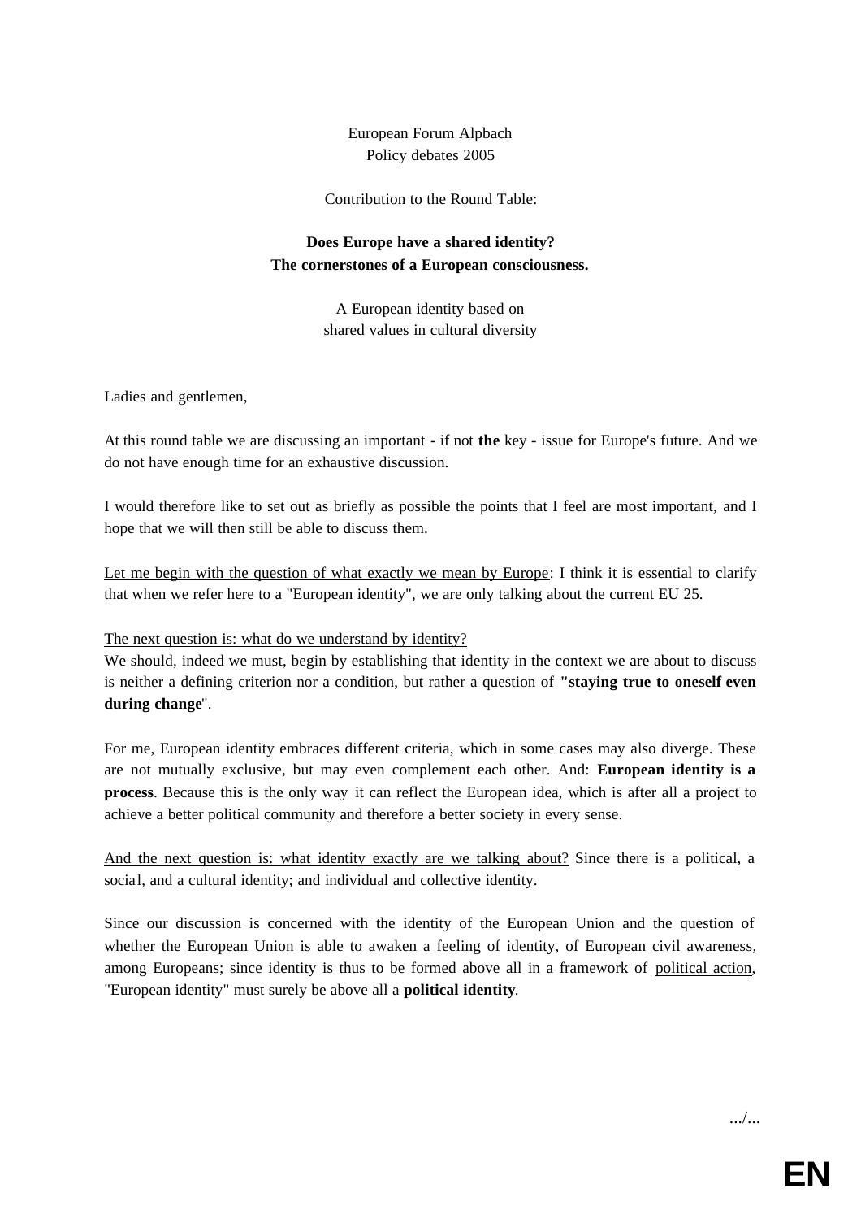European Forum Alpbach
Policy debates 2005

Contribution to the Round Table:

**Does Europe have a shared identity?**
**The cornerstones of a European consciousness.**

A European identity based on
shared values in cultural diversity

Ladies and gentlemen,

At this round table we are discussing an important - if not **the** key - issue for Europe's future. And we do not have enough time for an exhaustive discussion.

I would therefore like to set out as briefly as possible the points that I feel are most important, and I hope that we will then still be able to discuss them.

<u>Let me begin with the question of what exactly we mean by Europe</u>: I think it is essential to clarify that when we refer here to a "European identity", we are only talking about the current EU 25.

<u>The next question is: what do we understand by identity?</u>
We should, indeed we must, begin by establishing that identity in the context we are about to discuss is neither a defining criterion nor a condition, but rather a question of **"staying true to oneself even during change**".

For me, European identity embraces different criteria, which in some cases may also diverge. These are not mutually exclusive, but may even complement each other. And: **European identity is a process**. Because this is the only way it can reflect the European idea, which is after all a project to achieve a better political community and therefore a better society in every sense.

<u>And the next question is: what identity exactly are we talking about?</u> Since there is a political, a social, and a cultural identity; and individual and collective identity.

Since our discussion is concerned with the identity of the European Union and the question of whether the European Union is able to awaken a feeling of identity, of European civil awareness, among Europeans; since identity is thus to be formed above all in a framework of <u>political action</u>, "European identity" must surely be above all a **political identity**.

.../...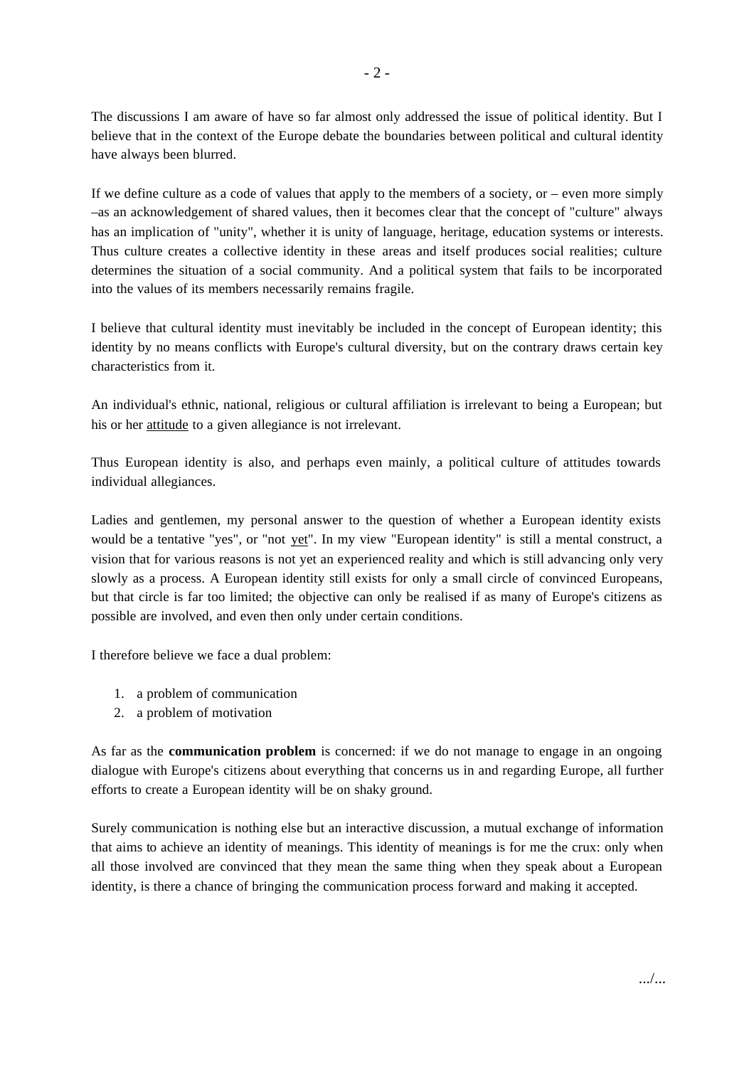The discussions I am aware of have so far almost only addressed the issue of political identity. But I believe that in the context of the Europe debate the boundaries between political and cultural identity have always been blurred.

If we define culture as a code of values that apply to the members of a society, or – even more simply –as an acknowledgement of shared values, then it becomes clear that the concept of "culture" always has an implication of "unity", whether it is unity of language, heritage, education systems or interests. Thus culture creates a collective identity in these areas and itself produces social realities; culture determines the situation of a social community. And a political system that fails to be incorporated into the values of its members necessarily remains fragile.

I believe that cultural identity must inevitably be included in the concept of European identity; this identity by no means conflicts with Europe's cultural diversity, but on the contrary draws certain key characteristics from it.

An individual's ethnic, national, religious or cultural affiliation is irrelevant to being a European; but his or her attitude to a given allegiance is not irrelevant.

Thus European identity is also, and perhaps even mainly, a political culture of attitudes towards individual allegiances.

Ladies and gentlemen, my personal answer to the question of whether a European identity exists would be a tentative "yes", or "not yet". In my view "European identity" is still a mental construct, a vision that for various reasons is not yet an experienced reality and which is still advancing only very slowly as a process. A European identity still exists for only a small circle of convinced Europeans, but that circle is far too limited; the objective can only be realised if as many of Europe's citizens as possible are involved, and even then only under certain conditions.

I therefore believe we face a dual problem:

1. a problem of communication
2. a problem of motivation

As far as the **communication problem** is concerned: if we do not manage to engage in an ongoing dialogue with Europe's citizens about everything that concerns us in and regarding Europe, all further efforts to create a European identity will be on shaky ground.

Surely communication is nothing else but an interactive discussion, a mutual exchange of information that aims to achieve an identity of meanings. This identity of meanings is for me the crux: only when all those involved are convinced that they mean the same thing when they speak about a European identity, is there a chance of bringing the communication process forward and making it accepted.

.../...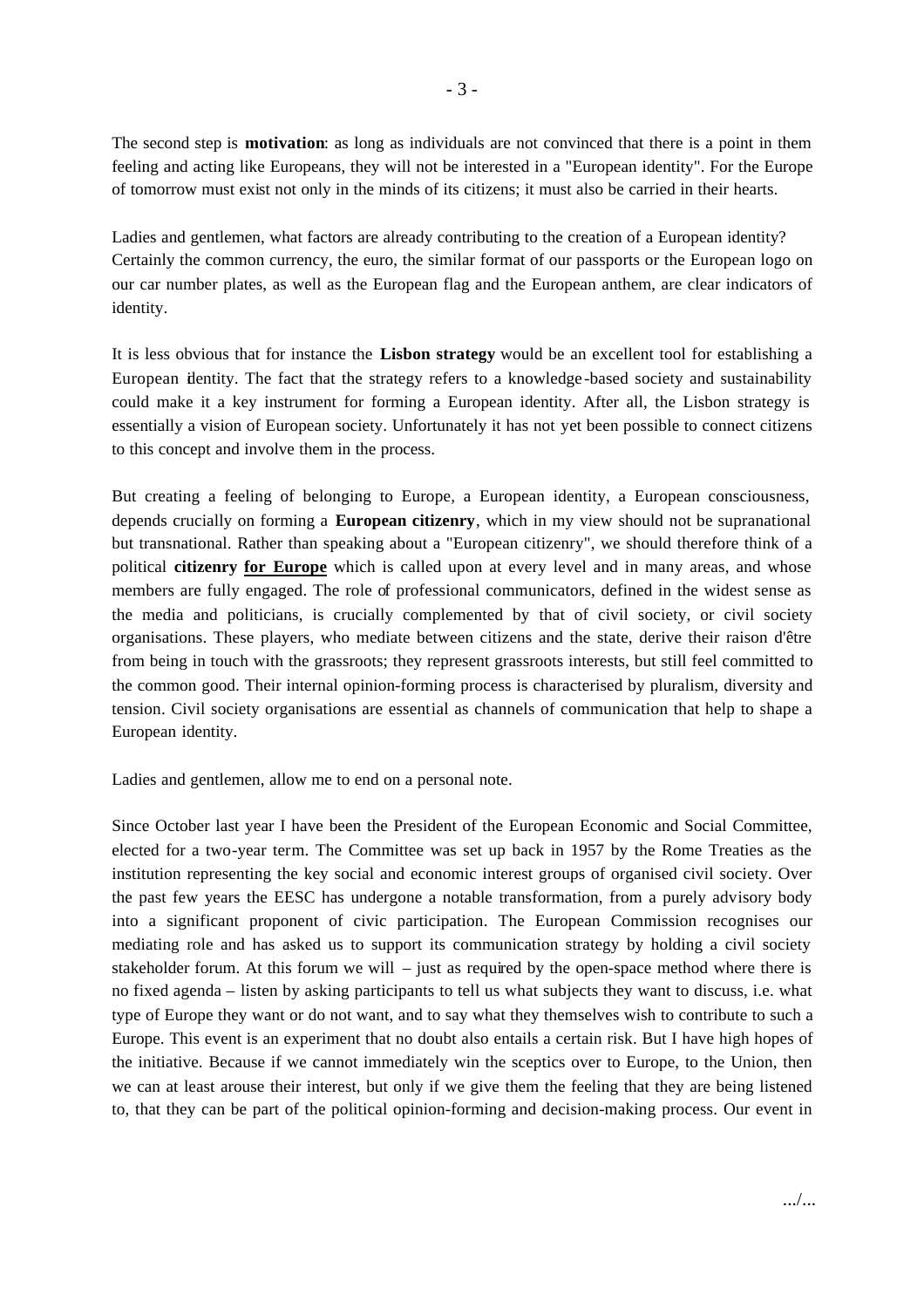The second step is **motivation**: as long as individuals are not convinced that there is a point in them feeling and acting like Europeans, they will not be interested in a "European identity". For the Europe of tomorrow must exist not only in the minds of its citizens; it must also be carried in their hearts.

Ladies and gentlemen, what factors are already contributing to the creation of a European identity? Certainly the common currency, the euro, the similar format of our passports or the European logo on our car number plates, as well as the European flag and the European anthem, are clear indicators of identity.

It is less obvious that for instance the **Lisbon strategy** would be an excellent tool for establishing a European identity. The fact that the strategy refers to a knowledge-based society and sustainability could make it a key instrument for forming a European identity. After all, the Lisbon strategy is essentially a vision of European society. Unfortunately it has not yet been possible to connect citizens to this concept and involve them in the process.

But creating a feeling of belonging to Europe, a European identity, a European consciousness, depends crucially on forming a **European citizenry**, which in my view should not be supranational but transnational. Rather than speaking about a "European citizenry", we should therefore think of a political **citizenry <u>for Europe</u>** which is called upon at every level and in many areas, and whose members are fully engaged. The role of professional communicators, defined in the widest sense as the media and politicians, is crucially complemented by that of civil society, or civil society organisations. These players, who mediate between citizens and the state, derive their raison d'être from being in touch with the grassroots; they represent grassroots interests, but still feel committed to the common good. Their internal opinion-forming process is characterised by pluralism, diversity and tension. Civil society organisations are essential as channels of communication that help to shape a European identity.

Ladies and gentlemen, allow me to end on a personal note.

Since October last year I have been the President of the European Economic and Social Committee, elected for a two-year term. The Committee was set up back in 1957 by the Rome Treaties as the institution representing the key social and economic interest groups of organised civil society. Over the past few years the EESC has undergone a notable transformation, from a purely advisory body into a significant proponent of civic participation. The European Commission recognises our mediating role and has asked us to support its communication strategy by holding a civil society stakeholder forum. At this forum we will – just as required by the open-space method where there is no fixed agenda – listen by asking participants to tell us what subjects they want to discuss, i.e. what type of Europe they want or do not want, and to say what they themselves wish to contribute to such a Europe. This event is an experiment that no doubt also entails a certain risk. But I have high hopes of the initiative. Because if we cannot immediately win the sceptics over to Europe, to the Union, then we can at least arouse their interest, but only if we give them the feeling that they are being listened to, that they can be part of the political opinion-forming and decision-making process. Our event in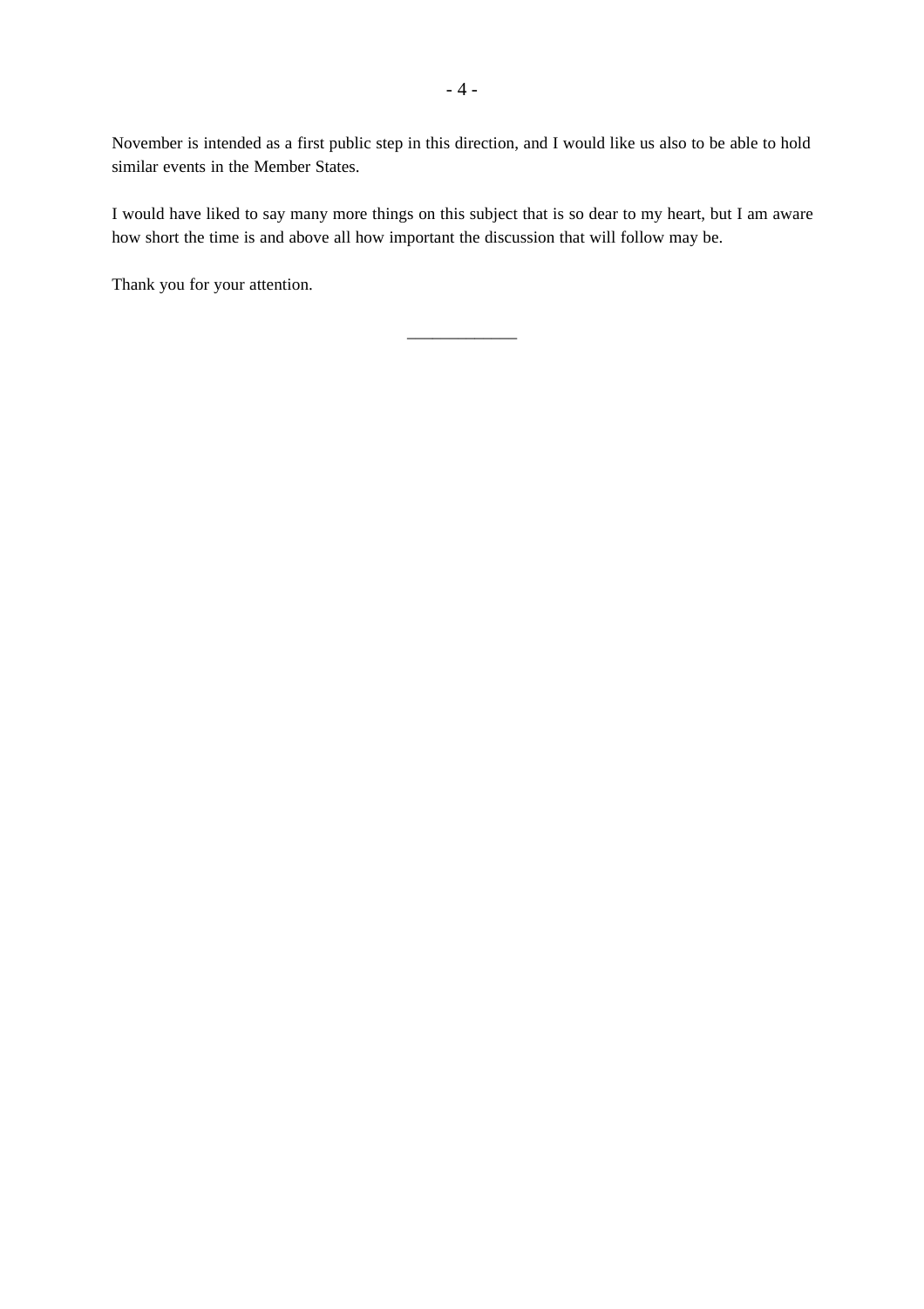November is intended as a first public step in this direction, and I would like us also to be able to hold similar events in the Member States.

I would have liked to say many more things on this subject that is so dear to my heart, but I am aware how short the time is and above all how important the discussion that will follow may be.

Thank you for your attention.

____________